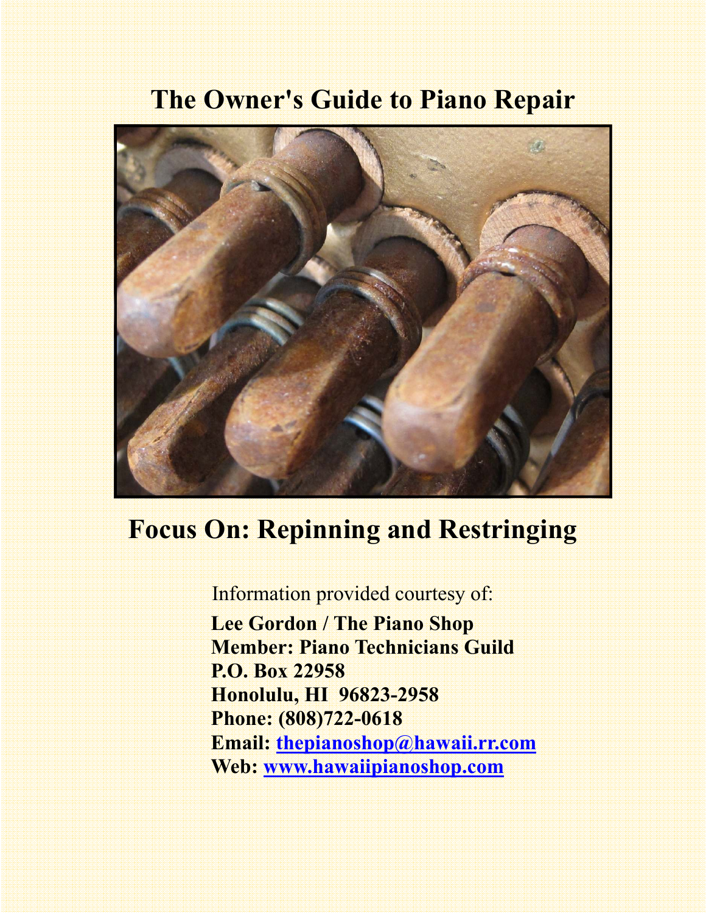# The Owner's Guide to Piano Repair

## Focus On: Repinning and Restringing

Information provided courtesy of:

**Lee Gordon / The Piano Shop**
**Member: Piano Technicians Guild**
**P.O. Box 22958**
**Honolulu, HI 96823-2958**
**Phone: (808)722-0618**
**Email: thepianoshop@hawaii.rr.com**
**Web: www.hawaiipianoshop.com**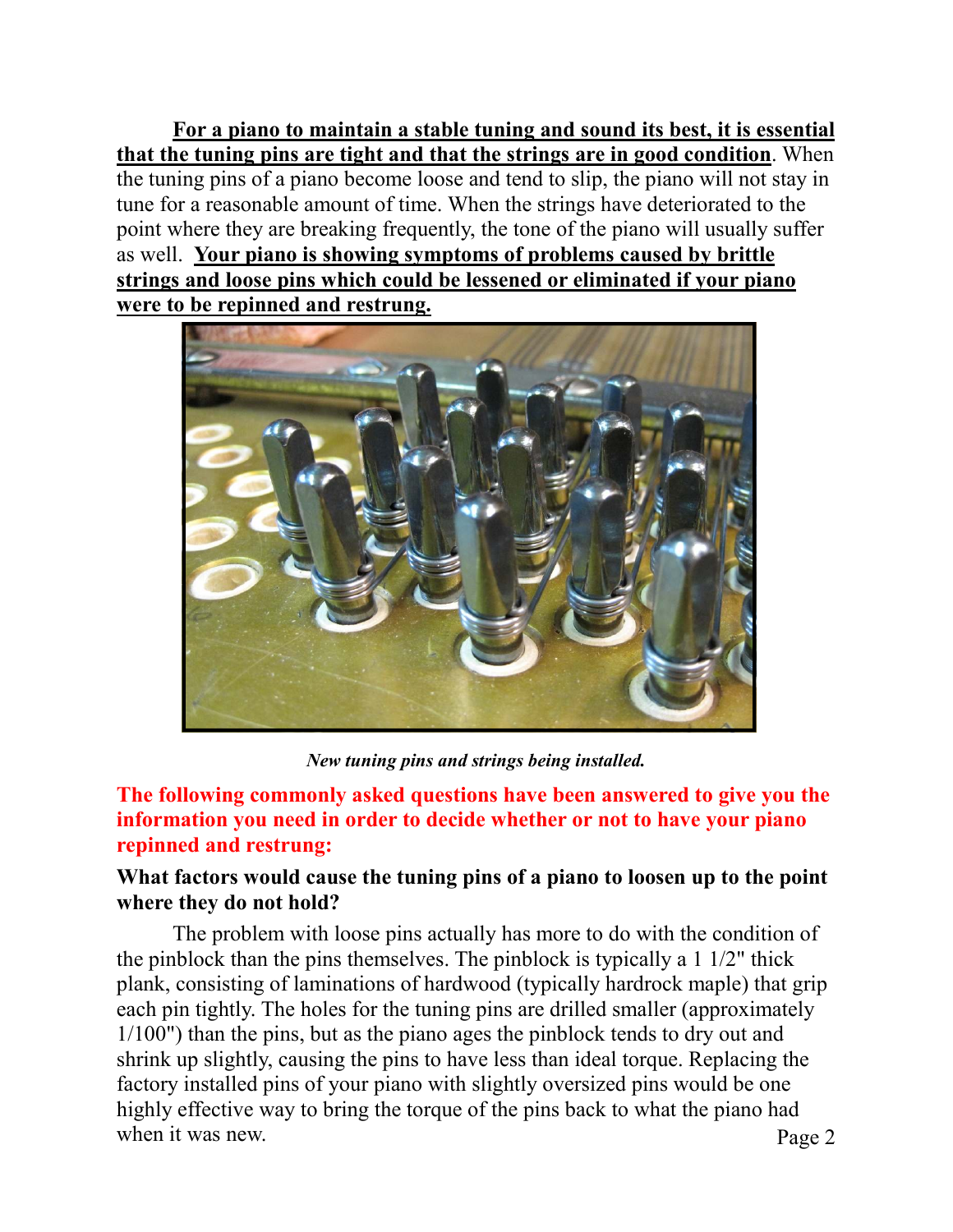**For a piano to maintain a stable tuning and sound its best, it is essential that the tuning pins are tight and that the strings are in good condition**. When the tuning pins of a piano become loose and tend to slip, the piano will not stay in tune for a reasonable amount of time. When the strings have deteriorated to the point where they are breaking frequently, the tone of the piano will usually suffer as well. **Your piano is showing symptoms of problems caused by brittle strings and loose pins which could be lessened or eliminated if your piano were to be repinned and restrung.**

*New tuning pins and strings being installed.*

**The following commonly asked questions have been answered to give you the information you need in order to decide whether or not to have your piano repinned and restrung:**

**What factors would cause the tuning pins of a piano to loosen up to the point where they do not hold?**

The problem with loose pins actually has more to do with the condition of the pinblock than the pins themselves. The pinblock is typically a 1 1/2" thick plank, consisting of laminations of hardwood (typically hardrock maple) that grip each pin tightly. The holes for the tuning pins are drilled smaller (approximately 1/100") than the pins, but as the piano ages the pinblock tends to dry out and shrink up slightly, causing the pins to have less than ideal torque. Replacing the factory installed pins of your piano with slightly oversized pins would be one highly effective way to bring the torque of the pins back to what the piano had when it was new.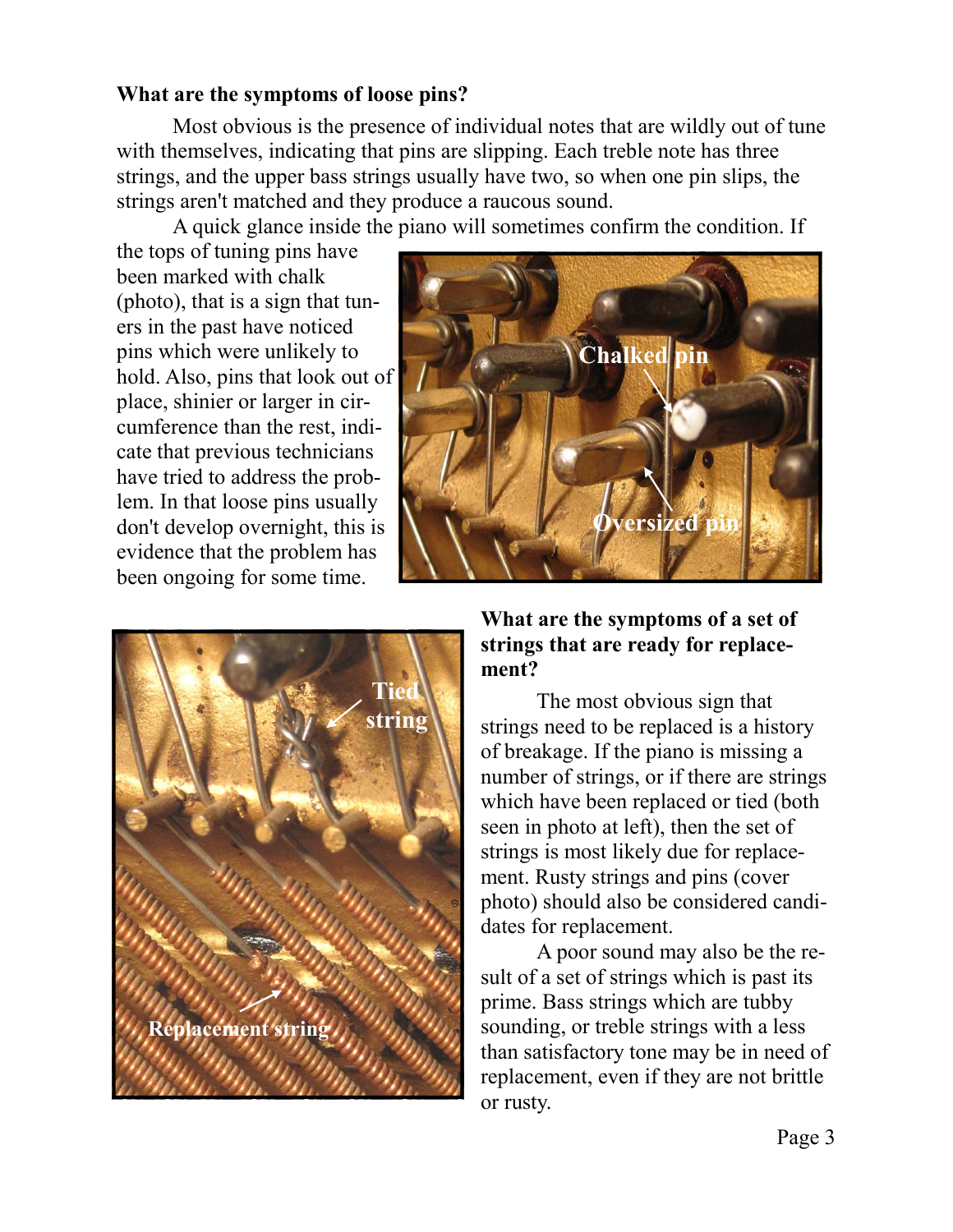### What are the symptoms of loose pins?

Most obvious is the presence of individual notes that are wildly out of tune with themselves, indicating that pins are slipping. Each treble note has three strings, and the upper bass strings usually have two, so when one pin slips, the strings aren't matched and they produce a raucous sound.

A quick glance inside the piano will sometimes confirm the condition. If the tops of tuning pins have been marked with chalk (photo), that is a sign that tuners in the past have noticed pins which were unlikely to hold. Also, pins that look out of place, shinier or larger in circumference than the rest, indicate that previous technicians have tried to address the problem. In that loose pins usually don't develop overnight, this is evidence that the problem has been ongoing for some time.

### What are the symptoms of a set of strings that are ready for replacement?

The most obvious sign that strings need to be replaced is a history of breakage. If the piano is missing a number of strings, or if there are strings which have been replaced or tied (both seen in photo at left), then the set of strings is most likely due for replacement. Rusty strings and pins (cover photo) should also be considered candidates for replacement.

A poor sound may also be the result of a set of strings which is past its prime. Bass strings which are tubby sounding, or treble strings with a less than satisfactory tone may be in need of replacement, even if they are not brittle or rusty.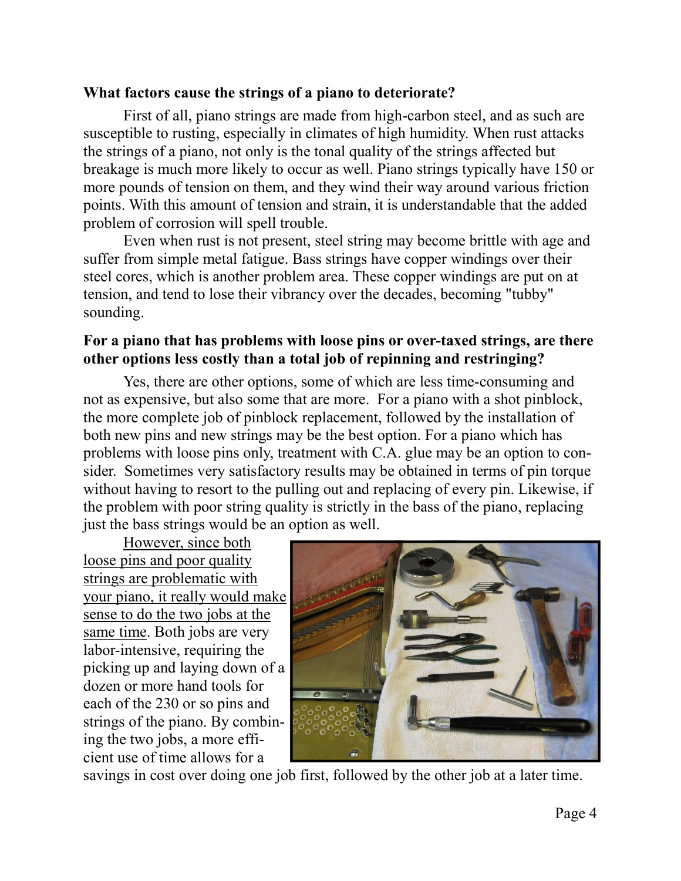**What factors cause the strings of a piano to deteriorate?**

First of all, piano strings are made from high-carbon steel, and as such are susceptible to rusting, especially in climates of high humidity. When rust attacks the strings of a piano, not only is the tonal quality of the strings affected but breakage is much more likely to occur as well. Piano strings typically have 150 or more pounds of tension on them, and they wind their way around various friction points. With this amount of tension and strain, it is understandable that the added problem of corrosion will spell trouble.

Even when rust is not present, steel string may become brittle with age and suffer from simple metal fatigue. Bass strings have copper windings over their steel cores, which is another problem area. These copper windings are put on at tension, and tend to lose their vibrancy over the decades, becoming "tubby" sounding.

**For a piano that has problems with loose pins or over-taxed strings, are there other options less costly than a total job of repinning and restringing?**

Yes, there are other options, some of which are less time-consuming and not as expensive, but also some that are more. For a piano with a shot pinblock, the more complete job of pinblock replacement, followed by the installation of both new pins and new strings may be the best option. For a piano which has problems with loose pins only, treatment with C.A. glue may be an option to consider. Sometimes very satisfactory results may be obtained in terms of pin torque without having to resort to the pulling out and replacing of every pin. Likewise, if the problem with poor string quality is strictly in the bass of the piano, replacing just the bass strings would be an option as well.

<u>However, since both loose pins and poor quality strings are problematic with your piano, it really would make sense to do the two jobs at the same time</u>. Both jobs are very labor-intensive, requiring the picking up and laying down of a dozen or more hand tools for each of the 230 or so pins and strings of the piano. By combining the two jobs, a more efficient use of time allows for a savings in cost over doing one job first, followed by the other job at a later time.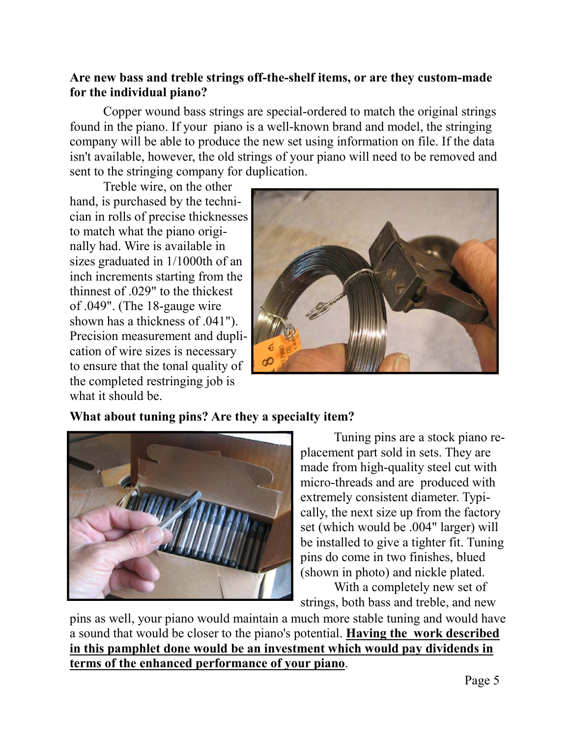**Are new bass and treble strings off-the-shelf items, or are they custom-made for the individual piano?**

Copper wound bass strings are special-ordered to match the original strings found in the piano. If your piano is a well-known brand and model, the stringing company will be able to produce the new set using information on file. If the data isn't available, however, the old strings of your piano will need to be removed and sent to the stringing company for duplication.

Treble wire, on the other hand, is purchased by the technician in rolls of precise thicknesses to match what the piano originally had. Wire is available in sizes graduated in 1/1000th of an inch increments starting from the thinnest of .029" to the thickest of .049". (The 18-gauge wire shown has a thickness of .041"). Precision measurement and duplication of wire sizes is necessary to ensure that the tonal quality of the completed restringing job is what it should be.

**What about tuning pins? Are they a specialty item?**

Tuning pins are a stock piano replacement part sold in sets. They are made from high-quality steel cut with micro-threads and are produced with extremely consistent diameter. Typically, the next size up from the factory set (which would be .004" larger) will be installed to give a tighter fit. Tuning pins do come in two finishes, blued (shown in photo) and nickle plated.

With a completely new set of strings, both bass and treble, and new pins as well, your piano would maintain a much more stable tuning and would have a sound that would be closer to the piano's potential. **Having the work described in this pamphlet done would be an investment which would pay dividends in terms of the enhanced performance of your piano**.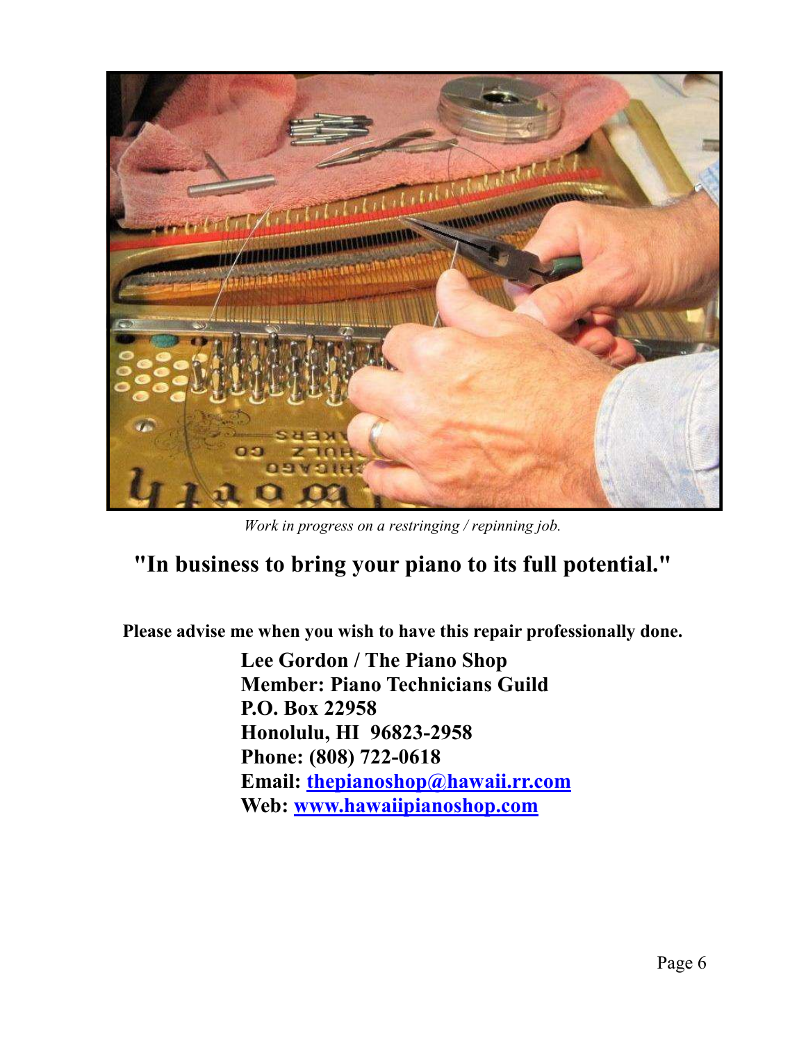*Work in progress on a restringing / repinning job.*

## "In business to bring your piano to its full potential."

**Please advise me when you wish to have this repair professionally done.**

**Lee Gordon / The Piano Shop**
**Member: Piano Technicians Guild**
**P.O. Box 22958**
**Honolulu, HI 96823-2958**
**Phone: (808) 722-0618**
**Email: thepianoshop@hawaii.rr.com**
**Web: www.hawaiipianoshop.com**